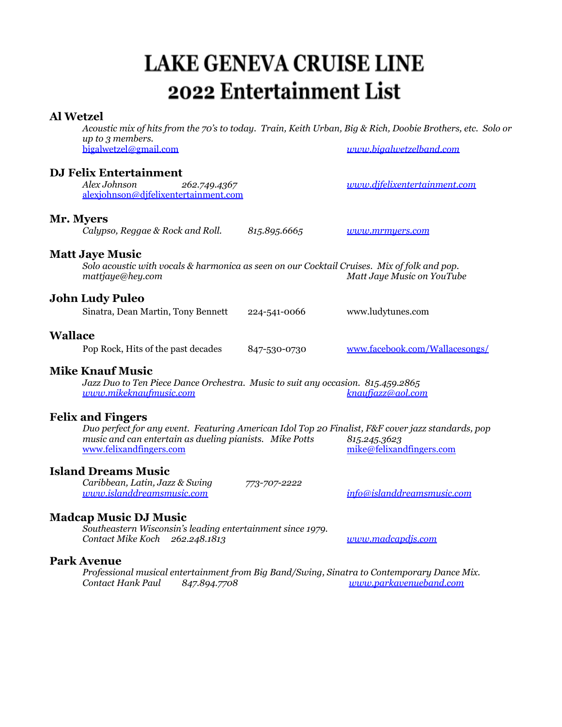# LAKE GENEVA CRUISE LINE
# 2022 Entertainment List

### Al Wetzel

*Acoustic mix of hits from the 70's to today. Train, Keith Urban, Big & Rich, Doobie Brothers, etc. Solo or up to 3 members.*
bigalwetzel@gmail.com    *www.bigalwetzelband.com*

### DJ Felix Entertainment

*Alex Johnson    262.749.4367*    *www.djfelixentertainment.com*
alexjohnson@djfelixentertainment.com

### Mr. Myers

*Calypso, Reggae & Rock and Roll.    815.895.6665*    *www.mrmyers.com*

### Matt Jaye Music

*Solo acoustic with vocals & harmonica as seen on our Cocktail Cruises. Mix of folk and pop.*
*mattjaye@hey.com*    *Matt Jaye Music on YouTube*

### John Ludy Puleo

Sinatra, Dean Martin, Tony Bennett    224-541-0066    www.ludytunes.com

### Wallace

Pop Rock, Hits of the past decades    847-530-0730    www.facebook.com/Wallacesongs/

### Mike Knauf Music

*Jazz Duo to Ten Piece Dance Orchestra. Music to suit any occasion. 815.459.2865*
*www.mikeknaufmusic.com*    *knaufjazz@aol.com*

### Felix and Fingers

*Duo perfect for any event. Featuring American Idol Top 20 Finalist, F&F cover jazz standards, pop music and can entertain as dueling pianists. Mike Potts    815.245.3623*
www.felixandfingers.com    mike@felixandfingers.com

### Island Dreams Music

*Caribbean, Latin, Jazz & Swing    773-707-2222*
*www.islanddreamsmusic.com*    *info@islanddreamsmusic.com*

### Madcap Music DJ Music

*Southeastern Wisconsin's leading entertainment since 1979.*
*Contact Mike Koch    262.248.1813*    *www.madcapdjs.com*

### Park Avenue

*Professional musical entertainment from Big Band/Swing, Sinatra to Contemporary Dance Mix.*
*Contact Hank Paul    847.894.7708*    *www.parkavenueband.com*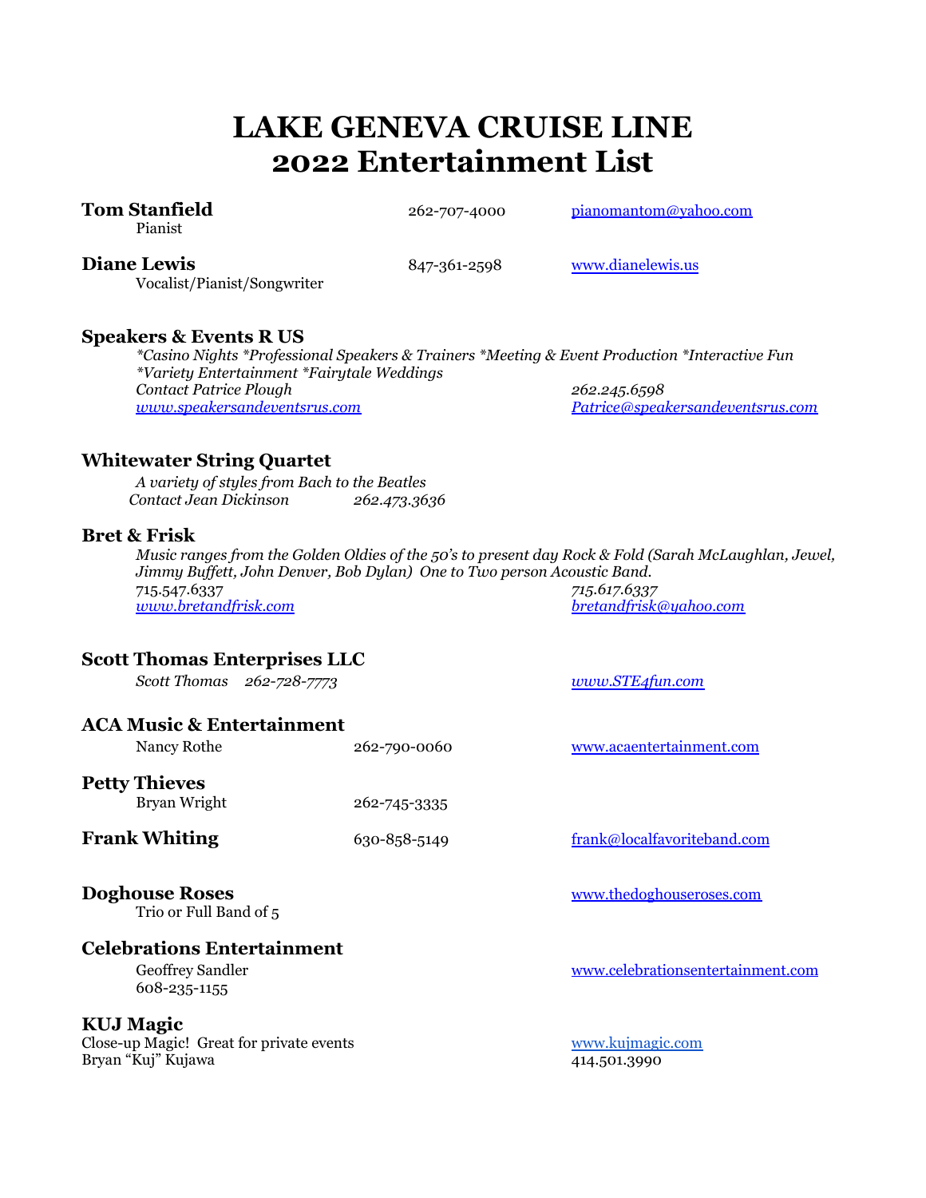// LAKE GENEVA CRUISE LINE
# 2022 Entertainment List

**Tom Stanfield** 262-707-4000 pianomantom@yahoo.com
Pianist

**Diane Lewis** 847-361-2598 www.dianelewis.us
Vocalist/Pianist/Songwriter

## Speakers & Events R US

*\*Casino Nights \*Professional Speakers & Trainers \*Meeting & Event Production \*Interactive Fun \*Variety Entertainment \*Fairytale Weddings*
*Contact Patrice Plough* *262.245.6598*
*www.speakersandeventsrus.com* *Patrice@speakersandeventsrus.com*

## Whitewater String Quartet

*A variety of styles from Bach to the Beatles*
*Contact Jean Dickinson 262.473.3636*

## Bret & Frisk

*Music ranges from the Golden Oldies of the 50's to present day Rock & Fold (Sarah McLaughlan, Jewel, Jimmy Buffett, John Denver, Bob Dylan) One to Two person Acoustic Band.*
715.547.6337 *715.617.6337*
*www.bretandfrisk.com* *bretandfrisk@yahoo.com*

## Scott Thomas Enterprises LLC

*Scott Thomas 262-728-7773* *www.STE4fun.com*

## ACA Music & Entertainment

Nancy Rothe 262-790-0060 www.acaentertainment.com

## Petty Thieves

Bryan Wright 262-745-3335

**Frank Whiting** 630-858-5149 frank@localfavoriteband.com

## Doghouse Roses

www.thedoghouseroses.com
Trio or Full Band of 5

## Celebrations Entertainment

Geoffrey Sandler www.celebrationsentertainment.com
608-235-1155

## KUJ Magic

Close-up Magic! Great for private events www.kujmagic.com
Bryan "Kuj" Kujawa 414.501.3990